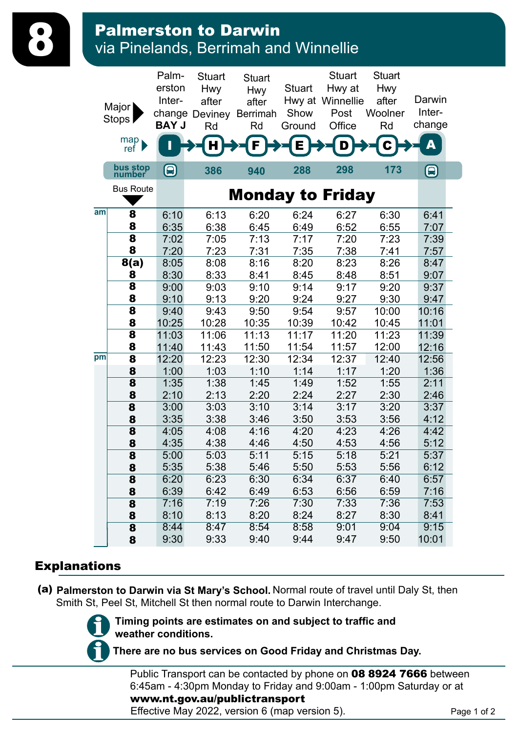# 8 Palmerston to Darwin

## via Pinelands, Berrimah and Winnellie

| Major Stops | | Palmerston Interchange BAY J | Stuart Hwy after Deviney Rd | Stuart Hwy after Berrimah Rd | Stuart Hwy at Show Ground | Stuart Hwy at Winnellie Post Office | Stuart Hwy after Woolner Rd | Darwin Interchange |
|---|---|---|---|---|---|---|---|---|
| map ref | | I | H | F | E | D | C | A |
| bus stop number | | | 386 | 940 | 288 | 298 | 173 | |
| | Bus Route | **Monday to Friday** | | | | | | |
| am | 8 | 6:10 | 6:13 | 6:20 | 6:24 | 6:27 | 6:30 | 6:41 |
| | 8 | 6:35 | 6:38 | 6:45 | 6:49 | 6:52 | 6:55 | 7:07 |
| | 8 | 7:02 | 7:05 | 7:13 | 7:17 | 7:20 | 7:23 | 7:39 |
| | 8 | 7:20 | 7:23 | 7:31 | 7:35 | 7:38 | 7:41 | 7:57 |
| | 8(a) | 8:05 | 8:08 | 8:16 | 8:20 | 8:23 | 8:26 | 8:47 |
| | 8 | 8:30 | 8:33 | 8:41 | 8:45 | 8:48 | 8:51 | 9:07 |
| | 8 | 9:00 | 9:03 | 9:10 | 9:14 | 9:17 | 9:20 | 9:37 |
| | 8 | 9:10 | 9:13 | 9:20 | 9:24 | 9:27 | 9:30 | 9:47 |
| | 8 | 9:40 | 9:43 | 9:50 | 9:54 | 9:57 | 10:00 | 10:16 |
| | 8 | 10:25 | 10:28 | 10:35 | 10:39 | 10:42 | 10:45 | 11:01 |
| | 8 | 11:03 | 11:06 | 11:13 | 11:17 | 11:20 | 11:23 | 11:39 |
| | 8 | 11:40 | 11:43 | 11:50 | 11:54 | 11:57 | 12:00 | 12:16 |
| pm | 8 | 12:20 | 12:23 | 12:30 | 12:34 | 12:37 | 12:40 | 12:56 |
| | 8 | 1:00 | 1:03 | 1:10 | 1:14 | 1:17 | 1:20 | 1:36 |
| | 8 | 1:35 | 1:38 | 1:45 | 1:49 | 1:52 | 1:55 | 2:11 |
| | 8 | 2:10 | 2:13 | 2:20 | 2:24 | 2:27 | 2:30 | 2:46 |
| | 8 | 3:00 | 3:03 | 3:10 | 3:14 | 3:17 | 3:20 | 3:37 |
| | 8 | 3:35 | 3:38 | 3:46 | 3:50 | 3:53 | 3:56 | 4:12 |
| | 8 | 4:05 | 4:08 | 4:16 | 4:20 | 4:23 | 4:26 | 4:42 |
| | 8 | 4:35 | 4:38 | 4:46 | 4:50 | 4:53 | 4:56 | 5:12 |
| | 8 | 5:00 | 5:03 | 5:11 | 5:15 | 5:18 | 5:21 | 5:37 |
| | 8 | 5:35 | 5:38 | 5:46 | 5:50 | 5:53 | 5:56 | 6:12 |
| | 8 | 6:20 | 6:23 | 6:30 | 6:34 | 6:37 | 6:40 | 6:57 |
| | 8 | 6:39 | 6:42 | 6:49 | 6:53 | 6:56 | 6:59 | 7:16 |
| | 8 | 7:16 | 7:19 | 7:26 | 7:30 | 7:33 | 7:36 | 7:53 |
| | 8 | 8:10 | 8:13 | 8:20 | 8:24 | 8:27 | 8:30 | 8:41 |
| | 8 | 8:44 | 8:47 | 8:54 | 8:58 | 9:01 | 9:04 | 9:15 |
| | 8 | 9:30 | 9:33 | 9:40 | 9:44 | 9:47 | 9:50 | 10:01 |

## Explanations

**(a)** **Palmerston to Darwin via St Mary's School.** Normal route of travel until Daly St, then Smith St, Peel St, Mitchell St then normal route to Darwin Interchange.

**Timing points are estimates on and subject to traffic and weather conditions.**

**There are no bus services on Good Friday and Christmas Day.**

Public Transport can be contacted by phone on **08 8924 7666** between 6:45am - 4:30pm Monday to Friday and 9:00am - 1:00pm Saturday or at **www.nt.gov.au/publictransport**

Effective May 2022, version 6 (map version 5).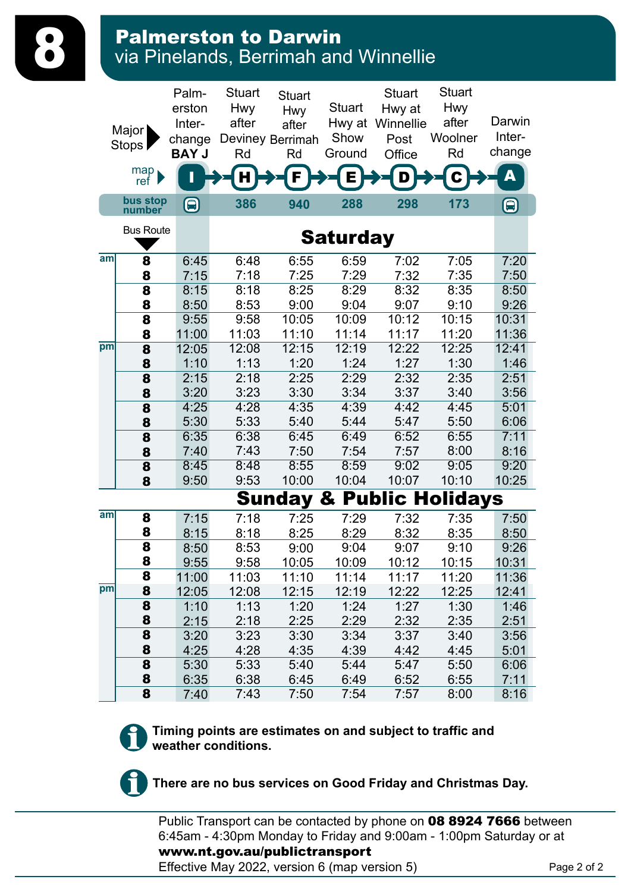# 8

## Palmerston to Darwin
via Pinelands, Berrimah and Winnellie

| Major Stops | | Palmerston Interchange BAY J | Stuart Hwy after Deviney Rd | Stuart Hwy after Berrimah Rd | Stuart Hwy at Show Ground | Stuart Hwy at Winnellie Post Office | Stuart Hwy after Woolner Rd | Darwin Interchange |
|---|---|---|---|---|---|---|---|---|
| map ref | | I | H | F | E | D | C | A |
| bus stop number | | | 386 | 940 | 288 | 298 | 173 | |
| | Bus Route | | | | **Saturday** | | | |
| am | 8 | 6:45 | 6:48 | 6:55 | 6:59 | 7:02 | 7:05 | 7:20 |
| | 8 | 7:15 | 7:18 | 7:25 | 7:29 | 7:32 | 7:35 | 7:50 |
| | 8 | 8:15 | 8:18 | 8:25 | 8:29 | 8:32 | 8:35 | 8:50 |
| | 8 | 8:50 | 8:53 | 9:00 | 9:04 | 9:07 | 9:10 | 9:26 |
| | 8 | 9:55 | 9:58 | 10:05 | 10:09 | 10:12 | 10:15 | 10:31 |
| | 8 | 11:00 | 11:03 | 11:10 | 11:14 | 11:17 | 11:20 | 11:36 |
| pm | 8 | 12:05 | 12:08 | 12:15 | 12:19 | 12:22 | 12:25 | 12:41 |
| | 8 | 1:10 | 1:13 | 1:20 | 1:24 | 1:27 | 1:30 | 1:46 |
| | 8 | 2:15 | 2:18 | 2:25 | 2:29 | 2:32 | 2:35 | 2:51 |
| | 8 | 3:20 | 3:23 | 3:30 | 3:34 | 3:37 | 3:40 | 3:56 |
| | 8 | 4:25 | 4:28 | 4:35 | 4:39 | 4:42 | 4:45 | 5:01 |
| | 8 | 5:30 | 5:33 | 5:40 | 5:44 | 5:47 | 5:50 | 6:06 |
| | 8 | 6:35 | 6:38 | 6:45 | 6:49 | 6:52 | 6:55 | 7:11 |
| | 8 | 7:40 | 7:43 | 7:50 | 7:54 | 7:57 | 8:00 | 8:16 |
| | 8 | 8:45 | 8:48 | 8:55 | 8:59 | 9:02 | 9:05 | 9:20 |
| | 8 | 9:50 | 9:53 | 10:00 | 10:04 | 10:07 | 10:10 | 10:25 |
| | | | | | **Sunday & Public Holidays** | | | |
| am | 8 | 7:15 | 7:18 | 7:25 | 7:29 | 7:32 | 7:35 | 7:50 |
| | 8 | 8:15 | 8:18 | 8:25 | 8:29 | 8:32 | 8:35 | 8:50 |
| | 8 | 8:50 | 8:53 | 9:00 | 9:04 | 9:07 | 9:10 | 9:26 |
| | 8 | 9:55 | 9:58 | 10:05 | 10:09 | 10:12 | 10:15 | 10:31 |
| | 8 | 11:00 | 11:03 | 11:10 | 11:14 | 11:17 | 11:20 | 11:36 |
| pm | 8 | 12:05 | 12:08 | 12:15 | 12:19 | 12:22 | 12:25 | 12:41 |
| | 8 | 1:10 | 1:13 | 1:20 | 1:24 | 1:27 | 1:30 | 1:46 |
| | 8 | 2:15 | 2:18 | 2:25 | 2:29 | 2:32 | 2:35 | 2:51 |
| | 8 | 3:20 | 3:23 | 3:30 | 3:34 | 3:37 | 3:40 | 3:56 |
| | 8 | 4:25 | 4:28 | 4:35 | 4:39 | 4:42 | 4:45 | 5:01 |
| | 8 | 5:30 | 5:33 | 5:40 | 5:44 | 5:47 | 5:50 | 6:06 |
| | 8 | 6:35 | 6:38 | 6:45 | 6:49 | 6:52 | 6:55 | 7:11 |
| | 8 | 7:40 | 7:43 | 7:50 | 7:54 | 7:57 | 8:00 | 8:16 |

**Timing points are estimates on and subject to traffic and weather conditions.**

**There are no bus services on Good Friday and Christmas Day.**

Public Transport can be contacted by phone on **08 8924 7666** between 6:45am - 4:30pm Monday to Friday and 9:00am - 1:00pm Saturday or at **www.nt.gov.au/publictransport**

Effective May 2022, version 6 (map version 5)